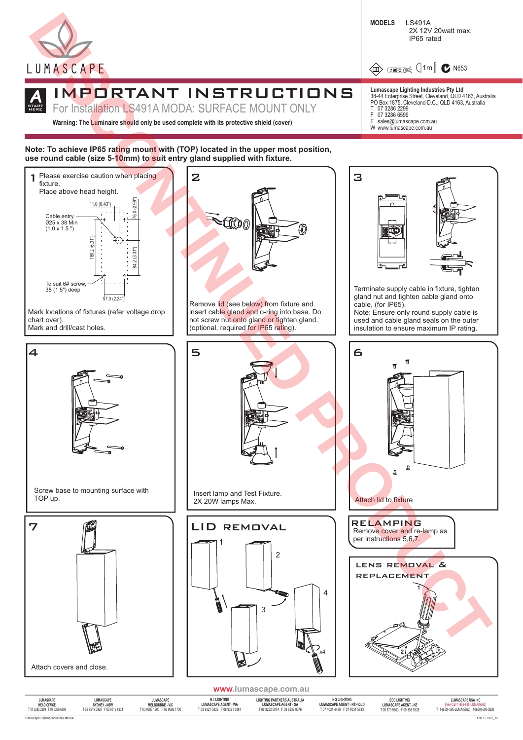LUMASCAPE

DISCONTINUED PRODUCT

**MODELS** LS491A
2X 12V 20watt max.
IP65 rated

1m N653

# IMPORTANT INSTRUCTIONS

## For Installation LS491A MODA: SURFACE MOUNT ONLY

**Warning: The Luminaire should only be used complete with its protective shield (cover)**

**Lumascape Lighting Industries Pty Ltd**
38-44 Enterprise Street, Cleveland, QLD 4163, Australia
PO Box 1875, Cleveland D.C., QLD 4163, Australia
T 07 3286 2299
F 07 3286 6599
E sales@lumascape.com.au
W www.lumascape.com.au

**Note: To achieve IP65 rating mount with (TOP) located in the upper most position, use round cable (size 5-10mm) to suit entry gland supplied with fixture.**

### 1

Please exercise caution when placing fixture.
Place above head height.

11.0 (0.43")
76.0 (2.99")
Cable entry Ø25 x 38 Min (1.0 x 1.5 ")
160.2 (6.31")
84.2 (3.31")
To suit 6# screw, 38 (1.5") deep
57.0 (2.24")

Mark locations of fixtures (refer voltage drop chart over).
Mark and drill/cast holes.

### 2

Remove lid (see below) from fixture and insert cable gland and o-ring into base. Do not screw nut onto gland or tighten gland. (optional, required for IP65 rating).

### 3

Terminate supply cable in fixture, tighten gland nut and tighten cable gland onto cable, (for IP65).
Note: Ensure only round supply cable is used and cable gland seals on the outer insulation to ensure maximum IP rating.

### 4

Screw base to mounting surface with TOP up.

### 5

Insert lamp and Test Fixture.
2X 20W lamps Max.

### 6

Attach lid to fixture

### 7

Attach covers and close.

### LID REMOVAL

1 2 3 4 x4

### RELAMPING

Remove cover and re-lamp as per instructions 5,6,7.

### LENS REMOVAL & REPLACEMENT

1 2

www.lumascape.com.au

| LUMASCAPE HEAD OFFICE | LUMASCAPE SYDNEY - NSW | LUMASCAPE MELBOURNE - VIC | H.I. LIGHTING LUMASCAPE AGENT - WA | LIGHTING PARTNERS AUSTRALIA LUMASCAPE AGENT - SA | NQ LIGHTING LUMASCAPE AGENT - NTH QLD | ECC LIGHTING LUMASCAPE AGENT - NZ | LUMASCAPE USA INC |
|---|---|---|---|---|---|---|---|
| T 07 3286 2299 F 07 3286 6599 | T 02 9519 6860 F 02 9519 8834 | T 03 9686 1900 F 03 9686 1700 | T 08 9321 5422 F 08 9321 5881 | T 08 8232 0074 F 08 8232 0076 | T 07 4031 4490 F 07 4031 5933 | T 09 379 9680 F 09 308 9328 | Free Call 1-866-695-LUMA(5862) T 1-(650)-595-LUMA(5862) 1-(650)-595-5820 |

Lumascape Lighting Industries ©2006

C967 - 2007_12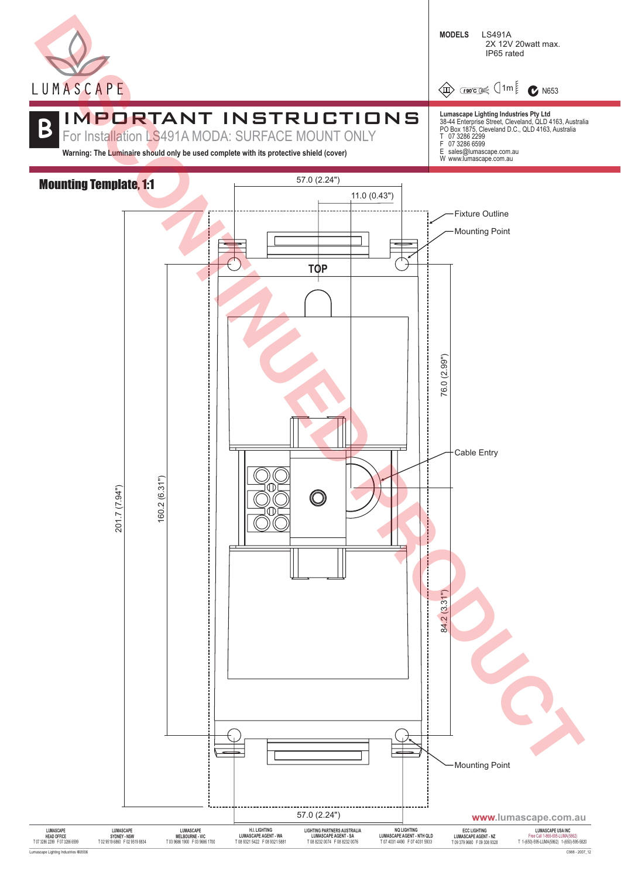LUMASCAPE

**MODELS** LS491A
2X 12V 20watt max.
IP65 rated

1m N653

# B IMPORTANT INSTRUCTIONS

For Installation LS491A MODA: SURFACE MOUNT ONLY

**Warning: The Luminaire should only be used complete with its protective shield (cover)**

**Lumascape Lighting Industries Pty Ltd**
38-44 Enterprise Street, Cleveland, QLD 4163, Australia
PO Box 1875, Cleveland D.C., QLD 4163, Australia
T 07 3286 2299
F 07 3286 6599
E sales@lumascape.com.au
W www.lumascape.com.au

DISCONTINUED PRODUCT

## Mounting Template, 1:1

57.0 (2.24")

11.0 (0.43")

Fixture Outline

Mounting Point

TOP

76.0 (2.99")

Cable Entry

201.7 (7.94")

160.2 (6.31")

84.2 (3.31")

Mounting Point

57.0 (2.24")

www.lumascape.com.au

| LUMASCAPE HEAD OFFICE | LUMASCAPE SYDNEY - NSW | LUMASCAPE MELBOURNE - VIC | H.I. LIGHTING LUMASCAPE AGENT - WA | LIGHTING PARTNERS AUSTRALIA LUMASCAPE AGENT - SA | NQ LIGHTING LUMASCAPE AGENT - NTH QLD | ECC LIGHTING LUMASCAPE AGENT - NZ | LUMASCAPE USA INC |
|---|---|---|---|---|---|---|---|
| T 07 3286 2299 F 07 3286 6599 | T 02 9519 6860 F 02 9519 8834 | T 03 9686 1900 F 03 9686 1700 | T 08 9321 5422 F 08 9321 5881 | T 08 8232 0074 F 08 8232 0076 | T 07 4031 4490 F 07 4031 5933 | T 09 379 9680 F 09 308 9328 | Free Call 1-866-695-LUMA(5862) T 1-(650)-595-LUMA(5862) 1-(650)-595-5820 |

Lumascape Lighting Industries ©2006

C988 - 2007_12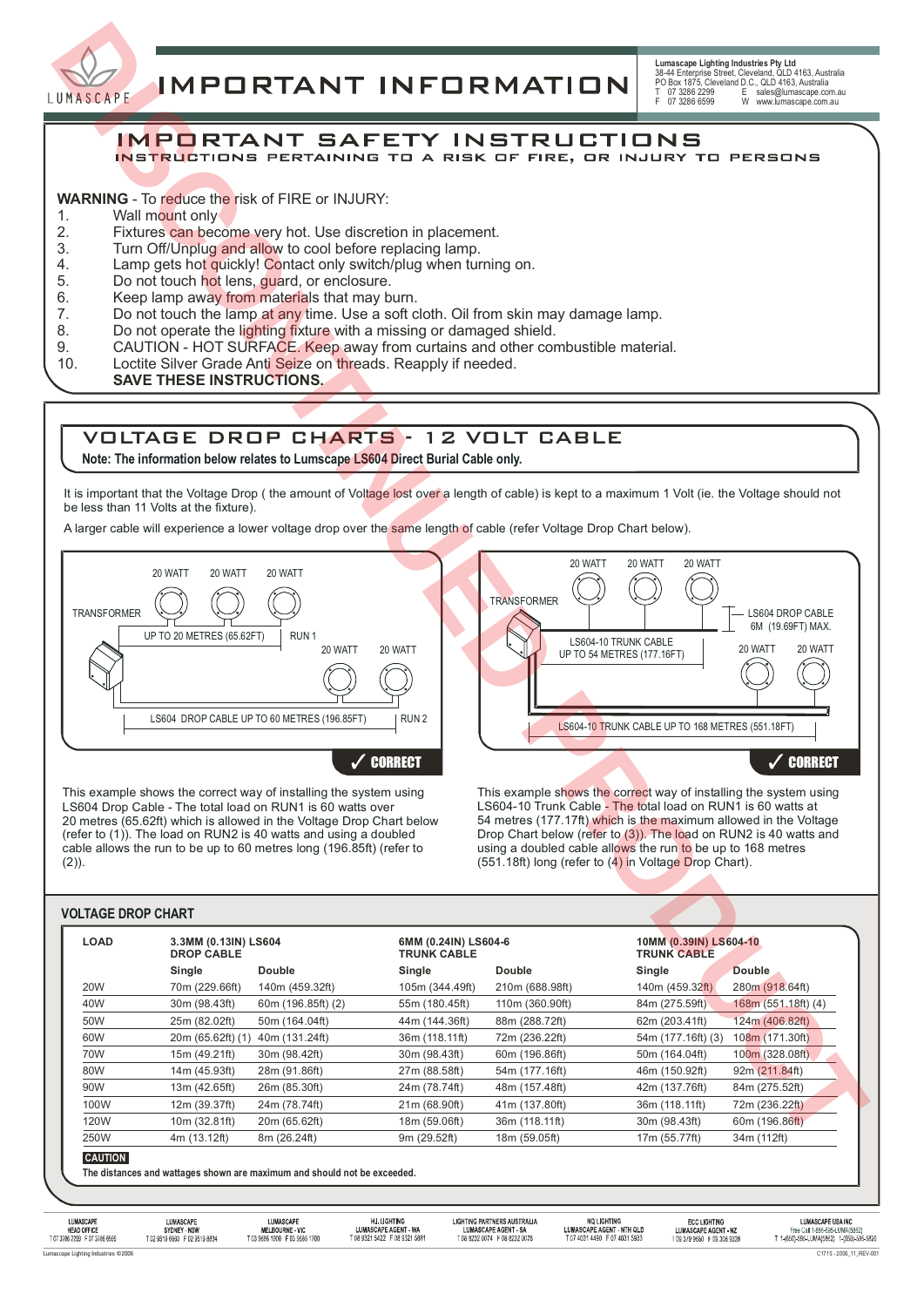# IMPORTANT INFORMATION

Lumascape Lighting Industries Pty Ltd
38-44 Enterprise Street, Cleveland, QLD 4163, Australia
PO Box 1875, Cleveland D.C., QLD 4163, Australia
T 07 3286 2299 E sales@lumascape.com.au
F 07 3286 6599 W www.lumascape.com.au

DISCONTINUED PRODUCT

## IMPORTANT SAFETY INSTRUCTIONS

### INSTRUCTIONS PERTAINING TO A RISK OF FIRE, OR INJURY TO PERSONS

**WARNING** - To reduce the risk of FIRE or INJURY:

1. Wall mount only
2. Fixtures can become very hot. Use discretion in placement.
3. Turn Off/Unplug and allow to cool before replacing lamp.
4. Lamp gets hot quickly! Contact only switch/plug when turning on.
5. Do not touch hot lens, guard, or enclosure.
6. Keep lamp away from materials that may burn.
7. Do not touch the lamp at any time. Use a soft cloth. Oil from skin may damage lamp.
8. Do not operate the lighting fixture with a missing or damaged shield.
9. CAUTION - HOT SURFACE. Keep away from curtains and other combustible material.
10. Loctite Silver Grade Anti Seize on threads. Reapply if needed.

**SAVE THESE INSTRUCTIONS.**

## VOLTAGE DROP CHARTS - 12 VOLT CABLE

**Note: The information below relates to Lumscape LS604 Direct Burial Cable only.**

It is important that the Voltage Drop ( the amount of Voltage lost over a length of cable) is kept to a maximum 1 Volt (ie. the Voltage should not be less than 11 Volts at the fixture).

A larger cable will experience a lower voltage drop over the same length of cable (refer Voltage Drop Chart below).

TRANSFORMER
20 WATT 20 WATT 20 WATT
UP TO 20 METRES (65.62FT)
RUN 1
20 WATT 20 WATT
LS604 DROP CABLE UP TO 60 METRES (196.85FT)
RUN 2
✓ CORRECT

This example shows the correct way of installing the system using LS604 Drop Cable - The total load on RUN1 is 60 watts over 20 metres (65.62ft) which is allowed in the Voltage Drop Chart below (refer to (1)). The load on RUN2 is 40 watts and using a doubled cable allows the run to be up to 60 metres long (196.85ft) (refer to (2)).

TRANSFORMER
20 WATT 20 WATT 20 WATT
LS604 DROP CABLE 6M (19.69FT) MAX.
LS604-10 TRUNK CABLE UP TO 54 METRES (177.16FT)
20 WATT 20 WATT
LS604-10 TRUNK CABLE UP TO 168 METRES (551.18FT)
✓ CORRECT

This example shows the correct way of installing the system using LS604-10 Trunk Cable - The total load on RUN1 is 60 watts at 54 metres (177.17ft) which is the maximum allowed in the Voltage Drop Chart below (refer to (3)). The load on RUN2 is 40 watts and using a doubled cable allows the run to be up to 168 metres (551.18ft) long (refer to (4) in Voltage Drop Chart).

### VOLTAGE DROP CHART

| LOAD | 3.3MM (0.13IN) LS604 DROP CABLE | | 6MM (0.24IN) LS604-6 TRUNK CABLE | | 10MM (0.39IN) LS604-10 TRUNK CABLE | |
|---|---|---|---|---|---|---|
| | Single | Double | Single | Double | Single | Double |
| 20W | 70m (229.66ft) | 140m (459.32ft) | 105m (344.49ft) | 210m (688.98ft) | 140m (459.32ft) | 280m (918.64ft) |
| 40W | 30m (98.43ft) | 60m (196.85ft) (2) | 55m (180.45ft) | 110m (360.90ft) | 84m (275.59ft) | 168m (551.18ft) (4) |
| 50W | 25m (82.02ft) | 50m (164.04ft) | 44m (144.36ft) | 88m (288.72ft) | 62m (203.41ft) | 124m (406.82ft) |
| 60W | 20m (65.62ft) (1) | 40m (131.24ft) | 36m (118.11ft) | 72m (236.22ft) | 54m (177.16ft) (3) | 108m (171.30ft) |
| 70W | 15m (49.21ft) | 30m (98.42ft) | 30m (98.43ft) | 60m (196.86ft) | 50m (164.04ft) | 100m (328.08ft) |
| 80W | 14m (45.93ft) | 28m (91.86ft) | 27m (88.58ft) | 54m (177.16ft) | 46m (150.92ft) | 92m (211.84ft) |
| 90W | 13m (42.65ft) | 26m (85.30ft) | 24m (78.74ft) | 48m (157.48ft) | 42m (137.76ft) | 84m (275.52ft) |
| 100W | 12m (39.37ft) | 24m (78.74ft) | 21m (68.90ft) | 41m (137.80ft) | 36m (118.11ft) | 72m (236.22ft) |
| 120W | 10m (32.81ft) | 20m (65.62ft) | 18m (59.06ft) | 36m (118.11ft) | 30m (98.43ft) | 60m (196.86ft) |
| 250W | 4m (13.12ft) | 8m (26.24ft) | 9m (29.52ft) | 18m (59.05ft) | 17m (55.77ft) | 34m (112ft) |

**CAUTION**

**The distances and wattages shown are maximum and should not be exceeded.**

LUMASCAPE HEAD OFFICE T 07 3286 2299 F 07 3286 6599 | LUMASCAPE SYDNEY - NSW T 02 9519 6560 F 02 9519 6834 | LUMASCAPE MELBOURNE - VIC T 03 9686 1900 F 03 9686 1700 | HJ LIGHTING LUMASCAPE AGENT - WA T 08 9321 5422 F 08 9321 5881 | LIGHTING PARTNERS AUSTRALIA LUMASCAPE AGENT - SA T 08 8232 0074 F 08 8232 0076 | NQ LIGHTING LUMASCAPE AGENT - NTH QLD T 07 4031 4490 F 07 4031 5933 | ECC LIGHTING LUMASCAPE AGENT - NZ T 09 379 9680 F 09 306 9328 | LUMASCAPE USA INC Free Call 1-866-586-LUMA(5862) T 1-(650)-595-LUMA(5862) 1-(650)-595-5820

Lumascape Lighting Industries ©2006

C1715 - 2006_11_REV-001